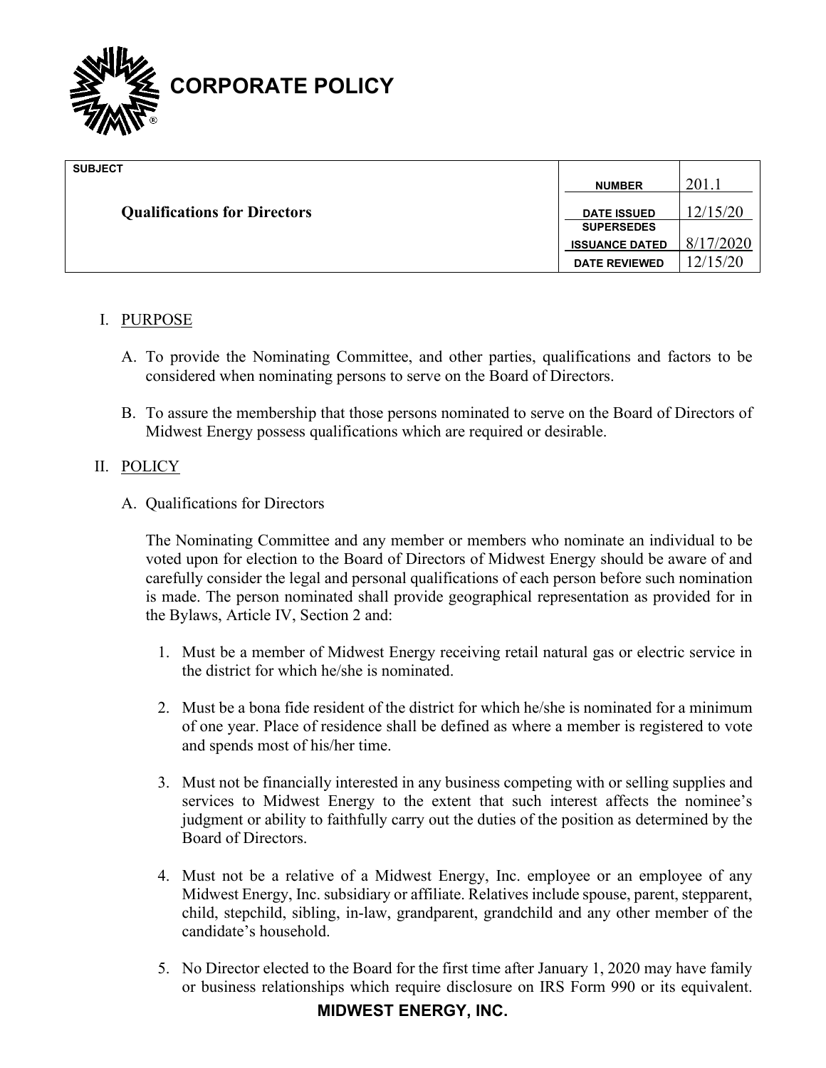# CORPORATE POLICY

| SUBJECT | | |
|---|---|---|
| **Qualifications for Directors** | **NUMBER** | 201.1 |
| | **DATE ISSUED** | 12/15/20 |
| | **SUPERSEDES ISSUANCE DATED** | 8/17/2020 |
| | **DATE REVIEWED** | 12/15/20 |

## I. PURPOSE

A. To provide the Nominating Committee, and other parties, qualifications and factors to be considered when nominating persons to serve on the Board of Directors.

B. To assure the membership that those persons nominated to serve on the Board of Directors of Midwest Energy possess qualifications which are required or desirable.

## II. POLICY

A. Qualifications for Directors

The Nominating Committee and any member or members who nominate an individual to be voted upon for election to the Board of Directors of Midwest Energy should be aware of and carefully consider the legal and personal qualifications of each person before such nomination is made. The person nominated shall provide geographical representation as provided for in the Bylaws, Article IV, Section 2 and:

1. Must be a member of Midwest Energy receiving retail natural gas or electric service in the district for which he/she is nominated.

2. Must be a bona fide resident of the district for which he/she is nominated for a minimum of one year. Place of residence shall be defined as where a member is registered to vote and spends most of his/her time.

3. Must not be financially interested in any business competing with or selling supplies and services to Midwest Energy to the extent that such interest affects the nominee's judgment or ability to faithfully carry out the duties of the position as determined by the Board of Directors.

4. Must not be a relative of a Midwest Energy, Inc. employee or an employee of any Midwest Energy, Inc. subsidiary or affiliate. Relatives include spouse, parent, stepparent, child, stepchild, sibling, in-law, grandparent, grandchild and any other member of the candidate's household.

5. No Director elected to the Board for the first time after January 1, 2020 may have family or business relationships which require disclosure on IRS Form 990 or its equivalent.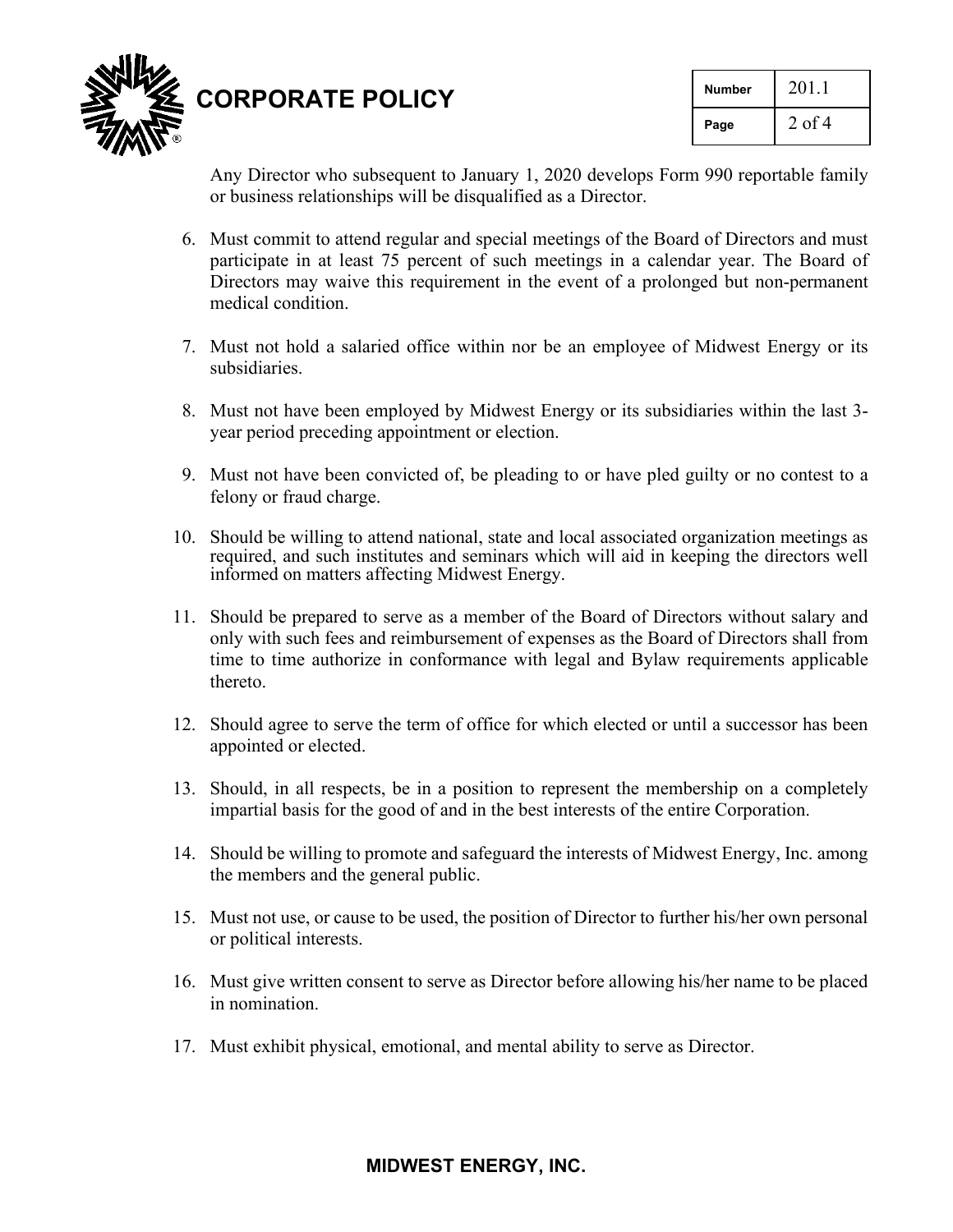Any Director who subsequent to January 1, 2020 develops Form 990 reportable family or business relationships will be disqualified as a Director.

6. Must commit to attend regular and special meetings of the Board of Directors and must participate in at least 75 percent of such meetings in a calendar year. The Board of Directors may waive this requirement in the event of a prolonged but non-permanent medical condition.

7. Must not hold a salaried office within nor be an employee of Midwest Energy or its subsidiaries.

8. Must not have been employed by Midwest Energy or its subsidiaries within the last 3-year period preceding appointment or election.

9. Must not have been convicted of, be pleading to or have pled guilty or no contest to a felony or fraud charge.

10. Should be willing to attend national, state and local associated organization meetings as required, and such institutes and seminars which will aid in keeping the directors well informed on matters affecting Midwest Energy.

11. Should be prepared to serve as a member of the Board of Directors without salary and only with such fees and reimbursement of expenses as the Board of Directors shall from time to time authorize in conformance with legal and Bylaw requirements applicable thereto.

12. Should agree to serve the term of office for which elected or until a successor has been appointed or elected.

13. Should, in all respects, be in a position to represent the membership on a completely impartial basis for the good of and in the best interests of the entire Corporation.

14. Should be willing to promote and safeguard the interests of Midwest Energy, Inc. among the members and the general public.

15. Must not use, or cause to be used, the position of Director to further his/her own personal or political interests.

16. Must give written consent to serve as Director before allowing his/her name to be placed in nomination.

17. Must exhibit physical, emotional, and mental ability to serve as Director.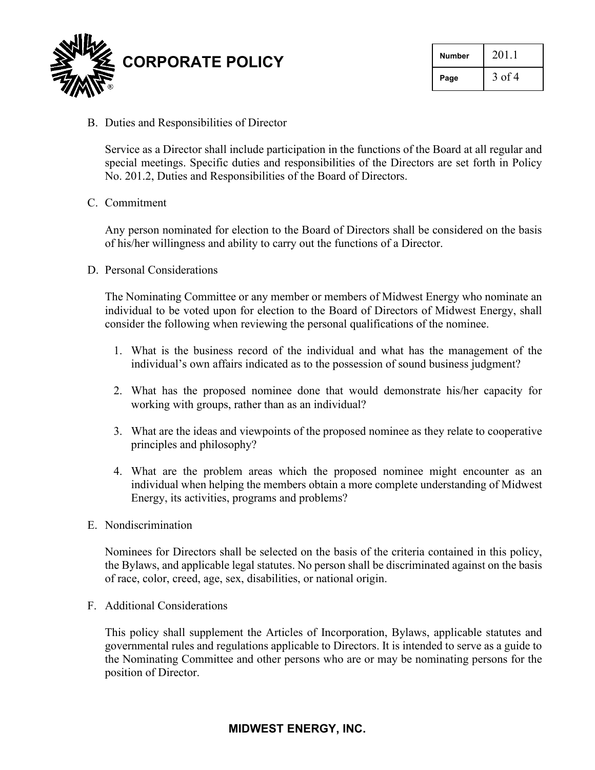B. Duties and Responsibilities of Director

Service as a Director shall include participation in the functions of the Board at all regular and special meetings. Specific duties and responsibilities of the Directors are set forth in Policy No. 201.2, Duties and Responsibilities of the Board of Directors.

C. Commitment

Any person nominated for election to the Board of Directors shall be considered on the basis of his/her willingness and ability to carry out the functions of a Director.

D. Personal Considerations

The Nominating Committee or any member or members of Midwest Energy who nominate an individual to be voted upon for election to the Board of Directors of Midwest Energy, shall consider the following when reviewing the personal qualifications of the nominee.

1. What is the business record of the individual and what has the management of the individual's own affairs indicated as to the possession of sound business judgment?

2. What has the proposed nominee done that would demonstrate his/her capacity for working with groups, rather than as an individual?

3. What are the ideas and viewpoints of the proposed nominee as they relate to cooperative principles and philosophy?

4. What are the problem areas which the proposed nominee might encounter as an individual when helping the members obtain a more complete understanding of Midwest Energy, its activities, programs and problems?

E. Nondiscrimination

Nominees for Directors shall be selected on the basis of the criteria contained in this policy, the Bylaws, and applicable legal statutes. No person shall be discriminated against on the basis of race, color, creed, age, sex, disabilities, or national origin.

F. Additional Considerations

This policy shall supplement the Articles of Incorporation, Bylaws, applicable statutes and governmental rules and regulations applicable to Directors. It is intended to serve as a guide to the Nominating Committee and other persons who are or may be nominating persons for the position of Director.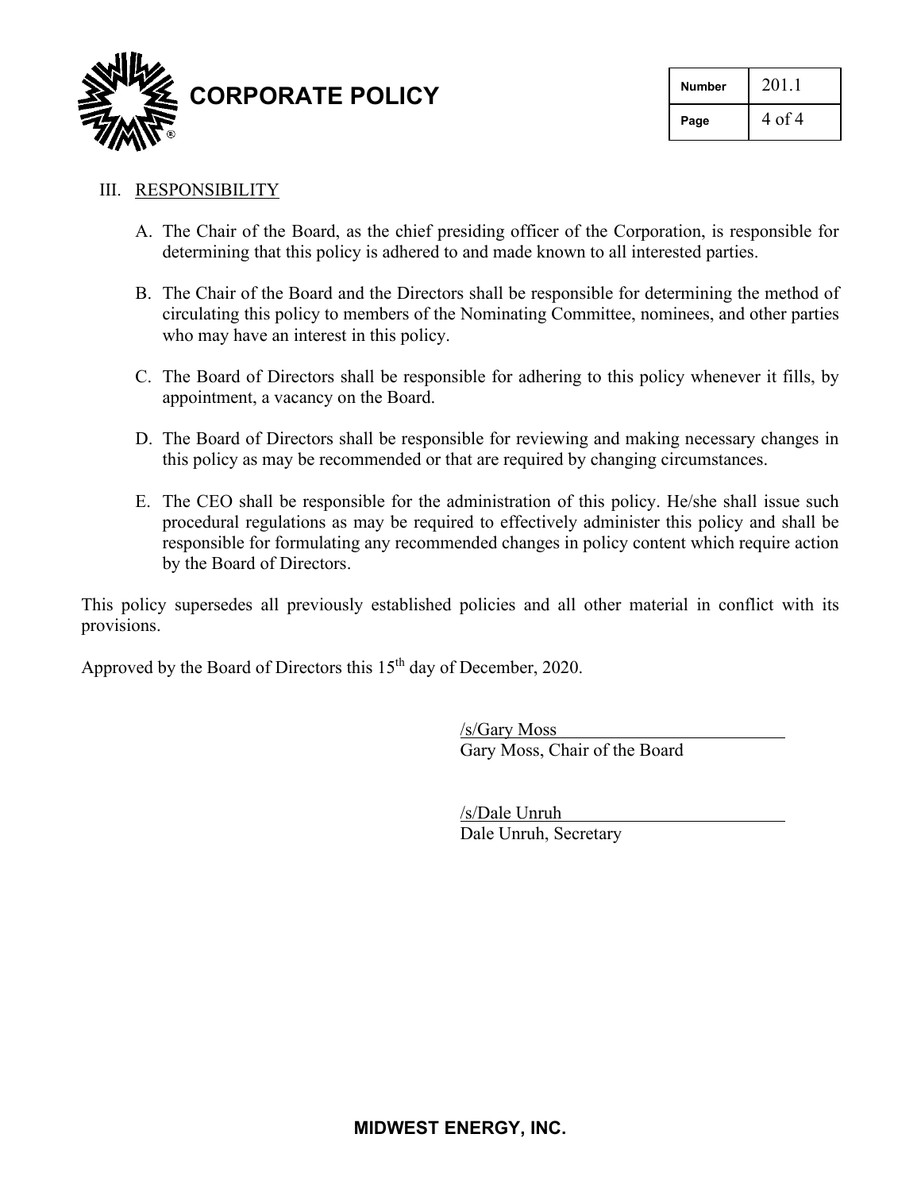## III. RESPONSIBILITY

A. The Chair of the Board, as the chief presiding officer of the Corporation, is responsible for determining that this policy is adhered to and made known to all interested parties.

B. The Chair of the Board and the Directors shall be responsible for determining the method of circulating this policy to members of the Nominating Committee, nominees, and other parties who may have an interest in this policy.

C. The Board of Directors shall be responsible for adhering to this policy whenever it fills, by appointment, a vacancy on the Board.

D. The Board of Directors shall be responsible for reviewing and making necessary changes in this policy as may be recommended or that are required by changing circumstances.

E. The CEO shall be responsible for the administration of this policy. He/she shall issue such procedural regulations as may be required to effectively administer this policy and shall be responsible for formulating any recommended changes in policy content which require action by the Board of Directors.

This policy supersedes all previously established policies and all other material in conflict with its provisions.

Approved by the Board of Directors this 15th day of December, 2020.

/s/Gary Moss
Gary Moss, Chair of the Board

/s/Dale Unruh
Dale Unruh, Secretary